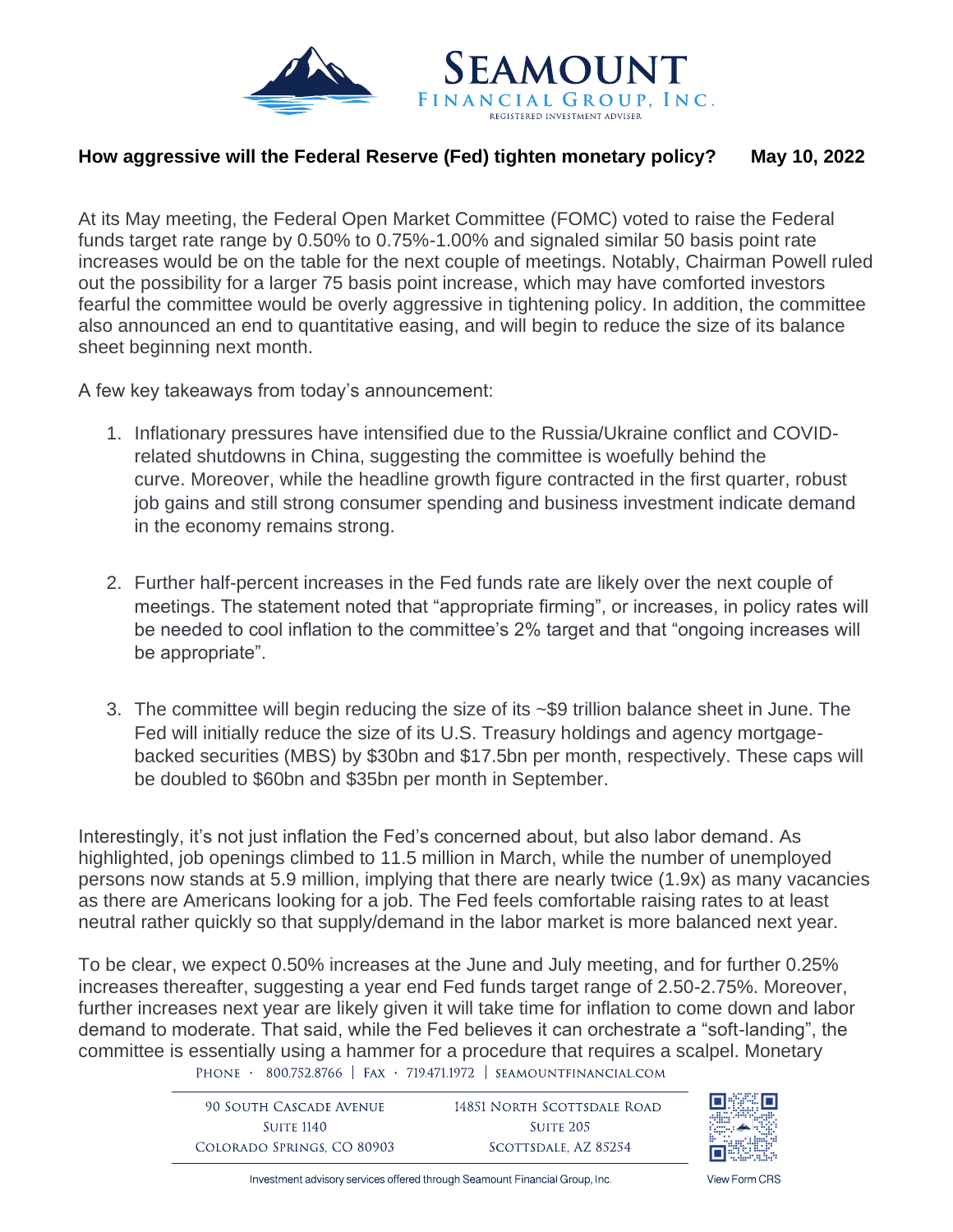# How aggressive will the Federal Reserve (Fed) tighten monetary policy?

**May 10, 2022**

At its May meeting, the Federal Open Market Committee (FOMC) voted to raise the Federal funds target rate range by 0.50% to 0.75%-1.00% and signaled similar 50 basis point rate increases would be on the table for the next couple of meetings. Notably, Chairman Powell ruled out the possibility for a larger 75 basis point increase, which may have comforted investors fearful the committee would be overly aggressive in tightening policy. In addition, the committee also announced an end to quantitative easing, and will begin to reduce the size of its balance sheet beginning next month.

A few key takeaways from today's announcement:

1. Inflationary pressures have intensified due to the Russia/Ukraine conflict and COVID-related shutdowns in China, suggesting the committee is woefully behind the curve. Moreover, while the headline growth figure contracted in the first quarter, robust job gains and still strong consumer spending and business investment indicate demand in the economy remains strong.

2. Further half-percent increases in the Fed funds rate are likely over the next couple of meetings. The statement noted that "appropriate firming", or increases, in policy rates will be needed to cool inflation to the committee's 2% target and that "ongoing increases will be appropriate".

3. The committee will begin reducing the size of its ~$9 trillion balance sheet in June. The Fed will initially reduce the size of its U.S. Treasury holdings and agency mortgage-backed securities (MBS) by $30bn and $17.5bn per month, respectively. These caps will be doubled to $60bn and $35bn per month in September.

Interestingly, it's not just inflation the Fed's concerned about, but also labor demand. As highlighted, job openings climbed to 11.5 million in March, while the number of unemployed persons now stands at 5.9 million, implying that there are nearly twice (1.9x) as many vacancies as there are Americans looking for a job. The Fed feels comfortable raising rates to at least neutral rather quickly so that supply/demand in the labor market is more balanced next year.

To be clear, we expect 0.50% increases at the June and July meeting, and for further 0.25% increases thereafter, suggesting a year end Fed funds target range of 2.50-2.75%. Moreover, further increases next year are likely given it will take time for inflation to come down and labor demand to moderate. That said, while the Fed believes it can orchestrate a "soft-landing", the committee is essentially using a hammer for a procedure that requires a scalpel. Monetary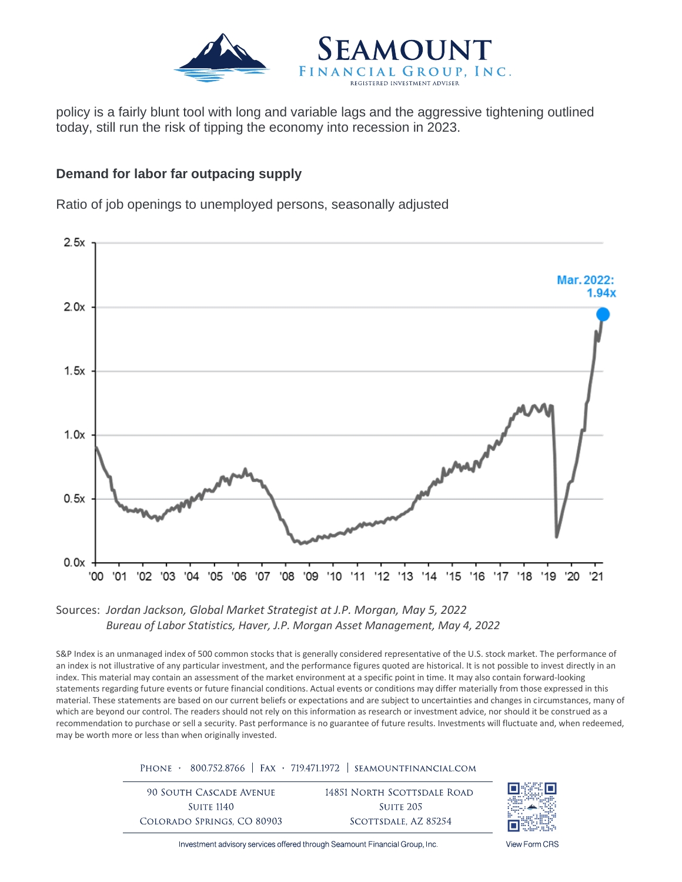policy is a fairly blunt tool with long and variable lags and the aggressive tightening outlined today, still run the risk of tipping the economy into recession in 2023.

### Demand for labor far outpacing supply

Ratio of job openings to unemployed persons, seasonally adjusted

2.5x
2.0x
1.5x
1.0x
0.5x
0.0x

'00 '01 '02 '03 '04 '05 '06 '07 '08 '09 '10 '11 '12 '13 '14 '15 '16 '17 '18 '19 '20 '21

Mar. 2022: 1.94x

Sources: *Jordan Jackson, Global Market Strategist at J.P. Morgan, May 5, 2022*
*Bureau of Labor Statistics, Haver, J.P. Morgan Asset Management, May 4, 2022*

S&P Index is an unmanaged index of 500 common stocks that is generally considered representative of the U.S. stock market. The performance of an index is not illustrative of any particular investment, and the performance figures quoted are historical. It is not possible to invest directly in an index. This material may contain an assessment of the market environment at a specific point in time. It may also contain forward-looking statements regarding future events or future financial conditions. Actual events or conditions may differ materially from those expressed in this material. These statements are based on our current beliefs or expectations and are subject to uncertainties and changes in circumstances, many of which are beyond our control. The readers should not rely on this information as research or investment advice, nor should it be construed as a recommendation to purchase or sell a security. Past performance is no guarantee of future results. Investments will fluctuate and, when redeemed, may be worth more or less than when originally invested.

PHONE · 800.752.8766 | FAX · 719.471.1972 | SEAMOUNTFINANCIAL.COM

90 SOUTH CASCADE AVENUE
SUITE 1140
COLORADO SPRINGS, CO 80903

14851 NORTH SCOTTSDALE ROAD
SUITE 205
SCOTTSDALE, AZ 85254

View Form CRS

Investment advisory services offered through Seamount Financial Group, Inc.